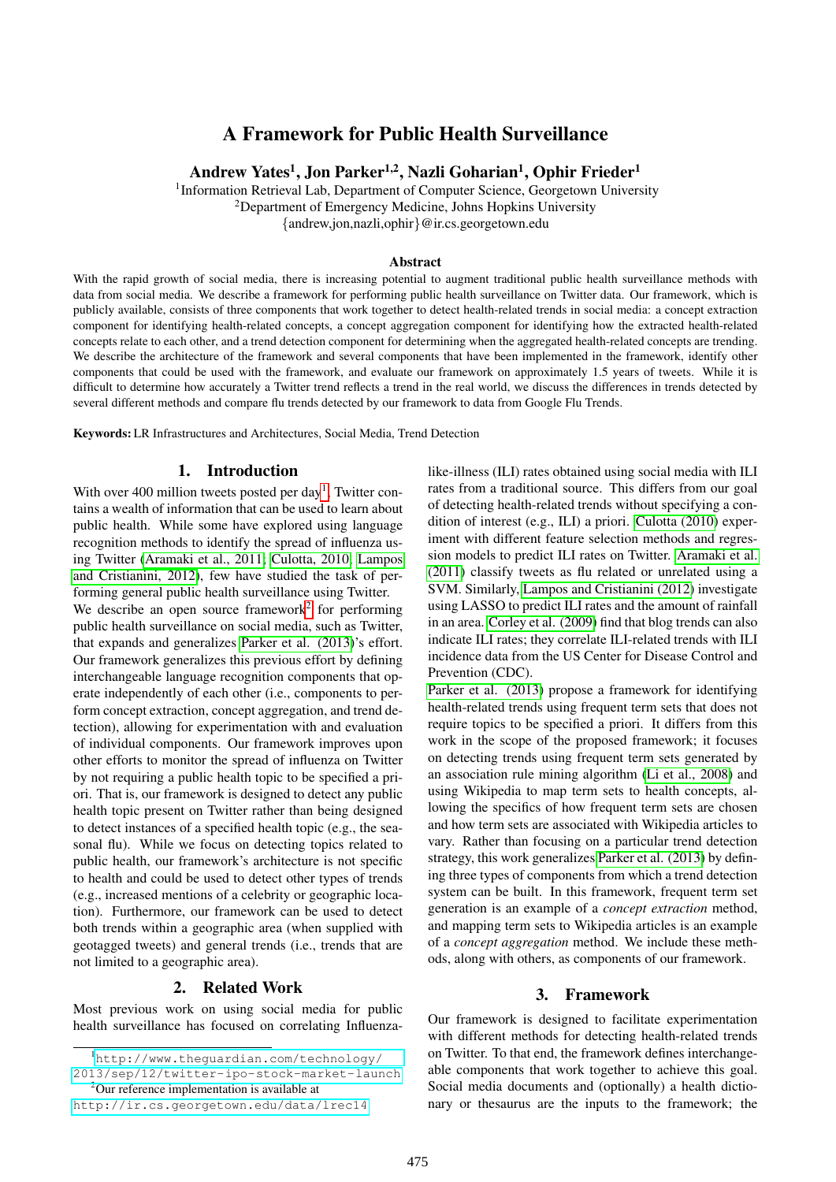# A Framework for Public Health Surveillance

**Andrew Yates[1], Jon Parker[1,2], Nazli Goharian[1], Ophir Frieder[1]**

[1]Information Retrieval Lab, Department of Computer Science, Georgetown University
[2]Department of Emergency Medicine, Johns Hopkins University
{andrew,jon,nazli,ophir}@ir.cs.georgetown.edu

### Abstract

With the rapid growth of social media, there is increasing potential to augment traditional public health surveillance methods with data from social media. We describe a framework for performing public health surveillance on Twitter data. Our framework, which is publicly available, consists of three components that work together to detect health-related trends in social media: a concept extraction component for identifying health-related concepts, a concept aggregation component for identifying how the extracted health-related concepts relate to each other, and a trend detection component for determining when the aggregated health-related concepts are trending. We describe the architecture of the framework and several components that have been implemented in the framework, identify other components that could be used with the framework, and evaluate our framework on approximately 1.5 years of tweets. While it is difficult to determine how accurately a Twitter trend reflects a trend in the real world, we discuss the differences in trends detected by several different methods and compare flu trends detected by our framework to data from Google Flu Trends.

**Keywords:** LR Infrastructures and Architectures, Social Media, Trend Detection

## 1. Introduction

With over 400 million tweets posted per day[1], Twitter contains a wealth of information that can be used to learn about public health. While some have explored using language recognition methods to identify the spread of influenza using Twitter (Aramaki et al., 2011; Culotta, 2010; Lampos and Cristianini, 2012), few have studied the task of performing general public health surveillance using Twitter.

We describe an open source framework[2] for performing public health surveillance on social media, such as Twitter, that expands and generalizes Parker et al. (2013)'s effort. Our framework generalizes this previous effort by defining interchangeable language recognition components that operate independently of each other (i.e., components to perform concept extraction, concept aggregation, and trend detection), allowing for experimentation with and evaluation of individual components. Our framework improves upon other efforts to monitor the spread of influenza on Twitter by not requiring a public health topic to be specified a priori. That is, our framework is designed to detect any public health topic present on Twitter rather than being designed to detect instances of a specified health topic (e.g., the seasonal flu). While we focus on detecting topics related to public health, our framework's architecture is not specific to health and could be used to detect other types of trends (e.g., increased mentions of a celebrity or geographic location). Furthermore, our framework can be used to detect both trends within a geographic area (when supplied with geotagged tweets) and general trends (i.e., trends that are not limited to a geographic area).

## 2. Related Work

Most previous work on using social media for public health surveillance has focused on correlating Influenza-like-illness (ILI) rates obtained using social media with ILI rates from a traditional source. This differs from our goal of detecting health-related trends without specifying a condition of interest (e.g., ILI) a priori. Culotta (2010) experiment with different feature selection methods and regression models to predict ILI rates on Twitter. Aramaki et al. (2011) classify tweets as flu related or unrelated using a SVM. Similarly, Lampos and Cristianini (2012) investigate using LASSO to predict ILI rates and the amount of rainfall in an area. Corley et al. (2009) find that blog trends can also indicate ILI rates; they correlate ILI-related trends with ILI incidence data from the US Center for Disease Control and Prevention (CDC).

Parker et al. (2013) propose a framework for identifying health-related trends using frequent term sets that does not require topics to be specified a priori. It differs from this work in the scope of the proposed framework; it focuses on detecting trends using frequent term sets generated by an association rule mining algorithm (Li et al., 2008) and using Wikipedia to map term sets to health concepts, allowing the specifics of how frequent term sets are chosen and how term sets are associated with Wikipedia articles to vary. Rather than focusing on a particular trend detection strategy, this work generalizes Parker et al. (2013) by defining three types of components from which a trend detection system can be built. In this framework, frequent term set generation is an example of a *concept extraction* method, and mapping term sets to Wikipedia articles is an example of a *concept aggregation* method. We include these methods, along with others, as components of our framework.

## 3. Framework

Our framework is designed to facilitate experimentation with different methods for detecting health-related trends on Twitter. To that end, the framework defines interchangeable components that work together to achieve this goal. Social media documents and (optionally) a health dictionary or thesaurus are the inputs to the framework; the

---

[1]http://www.theguardian.com/technology/2013/sep/12/twitter-ipo-stock-market-launch

[2]Our reference implementation is available at http://ir.cs.georgetown.edu/data/lrec14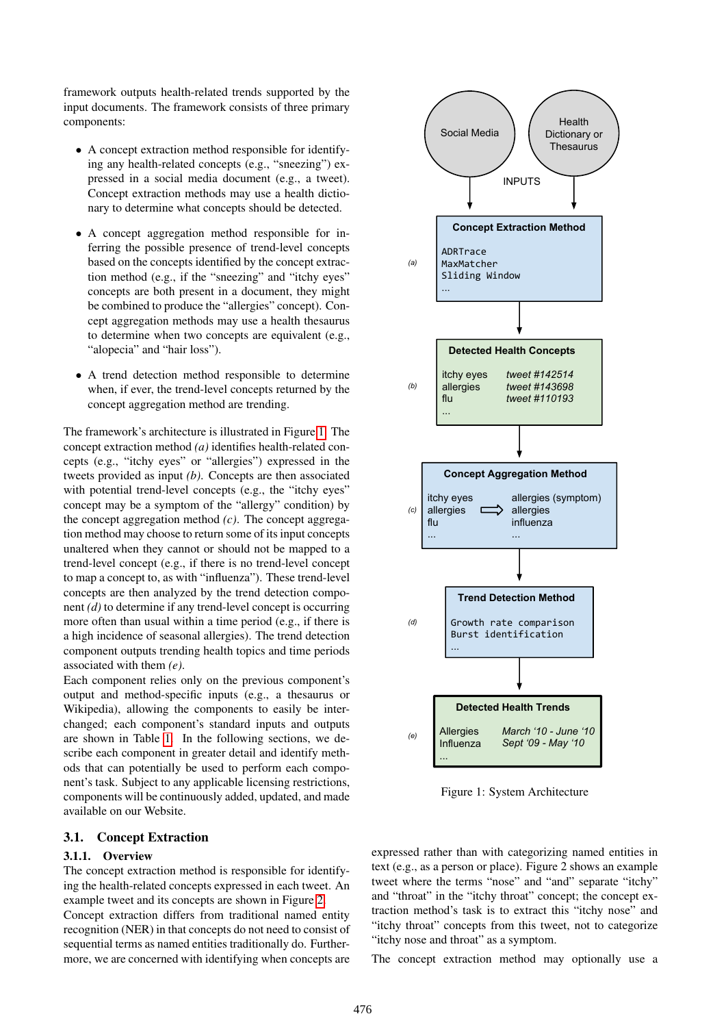framework outputs health-related trends supported by the input documents. The framework consists of three primary components:

- A concept extraction method responsible for identifying any health-related concepts (e.g., "sneezing") expressed in a social media document (e.g., a tweet). Concept extraction methods may use a health dictionary to determine what concepts should be detected.
- A concept aggregation method responsible for inferring the possible presence of trend-level concepts based on the concepts identified by the concept extraction method (e.g., if the "sneezing" and "itchy eyes" concepts are both present in a document, they might be combined to produce the "allergies" concept). Concept aggregation methods may use a health thesaurus to determine when two concepts are equivalent (e.g., "alopecia" and "hair loss").
- A trend detection method responsible to determine when, if ever, the trend-level concepts returned by the concept aggregation method are trending.

The framework's architecture is illustrated in Figure 1. The concept extraction method *(a)* identifies health-related concepts (e.g., "itchy eyes" or "allergies") expressed in the tweets provided as input *(b)*. Concepts are then associated with potential trend-level concepts (e.g., the "itchy eyes" concept may be a symptom of the "allergy" condition) by the concept aggregation method *(c)*. The concept aggregation method may choose to return some of its input concepts unaltered when they cannot or should not be mapped to a trend-level concept (e.g., if there is no trend-level concept to map a concept to, as with "influenza"). These trend-level concepts are then analyzed by the trend detection component *(d)* to determine if any trend-level concept is occurring more often than usual within a time period (e.g., if there is a high incidence of seasonal allergies). The trend detection component outputs trending health topics and time periods associated with them *(e)*.

Each component relies only on the previous component's output and method-specific inputs (e.g., a thesaurus or Wikipedia), allowing the components to easily be interchanged; each component's standard inputs and outputs are shown in Table 1. In the following sections, we describe each component in greater detail and identify methods that can potentially be used to perform each component's task. Subject to any applicable licensing restrictions, components will be continuously added, updated, and made available on our Website.

Social Media | Health Dictionary or Thesaurus — INPUTS

*(a)* **Concept Extraction Method**
ADRTrace
MaxMatcher
Sliding Window
...

*(b)* **Detected Health Concepts**

| | |
|---|---|
| itchy eyes | *tweet #142514* |
| allergies | *tweet #143698* |
| flu | *tweet #110193* |
| ... | |

*(c)* **Concept Aggregation Method**

| | |
|---|---|
| itchy eyes | allergies (symptom) |
| allergies | allergies |
| flu | influenza |
| ... | ... |

*(d)* **Trend Detection Method**
Growth rate comparison
Burst identification
...

*(e)* **Detected Health Trends**

| | |
|---|---|
| Allergies | *March '10 - June '10* |
| Influenza | *Sept '09 - May '10* |
| ... | |

Figure 1: System Architecture

## 3.1. Concept Extraction

### 3.1.1. Overview

The concept extraction method is responsible for identifying the health-related concepts expressed in each tweet. An example tweet and its concepts are shown in Figure 2.

Concept extraction differs from traditional named entity recognition (NER) in that concepts do not need to consist of sequential terms as named entities traditionally do. Furthermore, we are concerned with identifying when concepts are expressed rather than with categorizing named entities in text (e.g., as a person or place). Figure 2 shows an example tweet where the terms "nose" and "and" separate "itchy" and "throat" in the "itchy throat" concept; the concept extraction method's task is to extract this "itchy nose" and "itchy throat" concepts from this tweet, not to categorize "itchy nose and throat" as a symptom.

The concept extraction method may optionally use a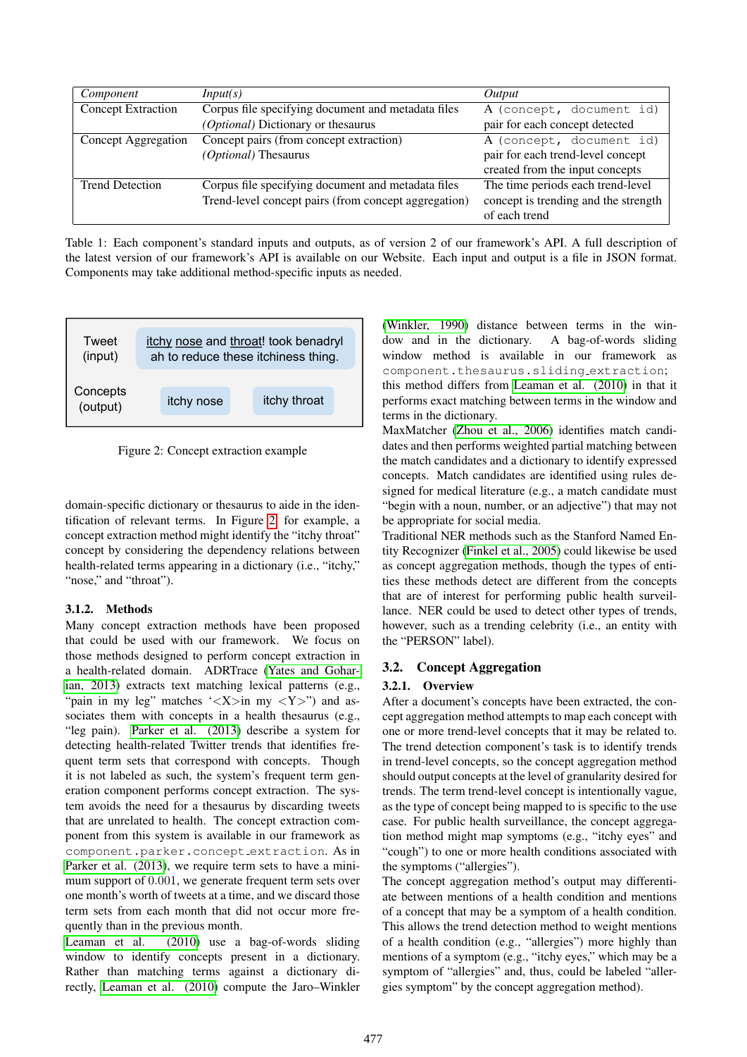| *Component* | *Input(s)* | *Output* |
|---|---|---|
| Concept Extraction | Corpus file specifying document and metadata files<br>*(Optional)* Dictionary or thesaurus | A `(concept, document id)` pair for each concept detected |
| Concept Aggregation | Concept pairs (from concept extraction)<br>*(Optional)* Thesaurus | A `(concept, document id)` pair for each trend-level concept created from the input concepts |
| Trend Detection | Corpus file specifying document and metadata files<br>Trend-level concept pairs (from concept aggregation) | The time periods each trend-level concept is trending and the strength of each trend |

Table 1: Each component's standard inputs and outputs, as of version 2 of our framework's API. A full description of the latest version of our framework's API is available on our Website. Each input and output is a file in JSON format. Components may take additional method-specific inputs as needed.

| | |
|---|---|
| Tweet (input) | itchy nose and throat! took benadryl ah to reduce these itchiness thing. |
| Concepts (output) | itchy nose · itchy throat |

Figure 2: Concept extraction example

domain-specific dictionary or thesaurus to aide in the identification of relevant terms. In Figure 2, for example, a concept extraction method might identify the "itchy throat" concept by considering the dependency relations between health-related terms appearing in a dictionary (i.e., "itchy," "nose," and "throat").

#### 3.1.2. Methods

Many concept extraction methods have been proposed that could be used with our framework. We focus on those methods designed to perform concept extraction in a health-related domain. ADRTrace (Yates and Goharian, 2013) extracts text matching lexical patterns (e.g., "pain in my leg" matches '<X>in my <Y>") and associates them with concepts in a health thesaurus (e.g., "leg pain). Parker et al. (2013) describe a system for detecting health-related Twitter trends that identifies frequent term sets that correspond with concepts. Though it is not labeled as such, the system's frequent term generation component performs concept extraction. The system avoids the need for a thesaurus by discarding tweets that are unrelated to health. The concept extraction component from this system is available in our framework as `component.parker.concept_extraction`. As in Parker et al. (2013), we require term sets to have a minimum support of 0.001, we generate frequent term sets over one month's worth of tweets at a time, and we discard those term sets from each month that did not occur more frequently than in the previous month.

Leaman et al. (2010) use a bag-of-words sliding window to identify concepts present in a dictionary. Rather than matching terms against a dictionary directly, Leaman et al. (2010) compute the Jaro–Winkler (Winkler, 1990) distance between terms in the window and in the dictionary. A bag-of-words sliding window method is available in our framework as `component.thesaurus.sliding_extraction`; this method differs from Leaman et al. (2010) in that it performs exact matching between terms in the window and terms in the dictionary.

MaxMatcher (Zhou et al., 2006) identifies match candidates and then performs weighted partial matching between the match candidates and a dictionary to identify expressed concepts. Match candidates are identified using rules designed for medical literature (e.g., a match candidate must "begin with a noun, number, or an adjective") that may not be appropriate for social media.

Traditional NER methods such as the Stanford Named Entity Recognizer (Finkel et al., 2005) could likewise be used as concept aggregation methods, though the types of entities these methods detect are different from the concepts that are of interest for performing public health surveillance. NER could be used to detect other types of trends, however, such as a trending celebrity (i.e., an entity with the "PERSON" label).

### 3.2. Concept Aggregation

#### 3.2.1. Overview

After a document's concepts have been extracted, the concept aggregation method attempts to map each concept with one or more trend-level concepts that it may be related to. The trend detection component's task is to identify trends in trend-level concepts, so the concept aggregation method should output concepts at the level of granularity desired for trends. The term trend-level concept is intentionally vague, as the type of concept being mapped to is specific to the use case. For public health surveillance, the concept aggregation method might map symptoms (e.g., "itchy eyes" and "cough") to one or more health conditions associated with the symptoms ("allergies").

The concept aggregation method's output may differentiate between mentions of a health condition and mentions of a concept that may be a symptom of a health condition. This allows the trend detection method to weight mentions of a health condition (e.g., "allergies") more highly than mentions of a symptom (e.g., "itchy eyes," which may be a symptom of "allergies" and, thus, could be labeled "allergies symptom" by the concept aggregation method).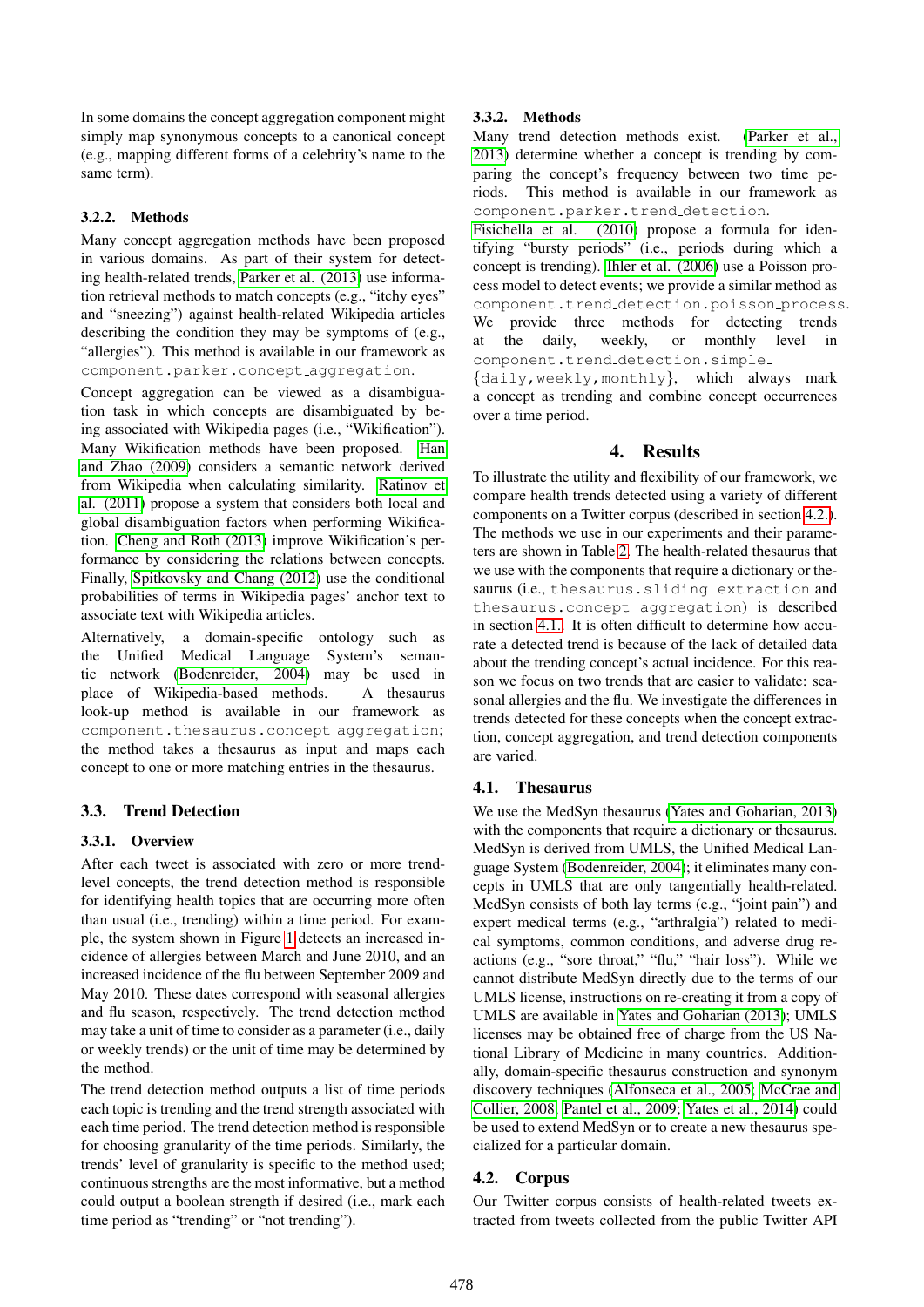In some domains the concept aggregation component might simply map synonymous concepts to a canonical concept (e.g., mapping different forms of a celebrity's name to the same term).

#### 3.2.2. Methods

Many concept aggregation methods have been proposed in various domains. As part of their system for detecting health-related trends, Parker et al. (2013) use information retrieval methods to match concepts (e.g., "itchy eyes" and "sneezing") against health-related Wikipedia articles describing the condition they may be symptoms of (e.g., "allergies"). This method is available in our framework as `component.parker.concept_aggregation`.

Concept aggregation can be viewed as a disambiguation task in which concepts are disambiguated by being associated with Wikipedia pages (i.e., "Wikification"). Many Wikification methods have been proposed. Han and Zhao (2009) considers a semantic network derived from Wikipedia when calculating similarity. Ratinov et al. (2011) propose a system that considers both local and global disambiguation factors when performing Wikification. Cheng and Roth (2013) improve Wikification's performance by considering the relations between concepts. Finally, Spitkovsky and Chang (2012) use the conditional probabilities of terms in Wikipedia pages' anchor text to associate text with Wikipedia articles.

Alternatively, a domain-specific ontology such as the Unified Medical Language System's semantic network (Bodenreider, 2004) may be used in place of Wikipedia-based methods. A thesaurus look-up method is available in our framework as `component.thesaurus.concept_aggregation`; the method takes a thesaurus as input and maps each concept to one or more matching entries in the thesaurus.

### 3.3. Trend Detection

#### 3.3.1. Overview

After each tweet is associated with zero or more trend-level concepts, the trend detection method is responsible for identifying health topics that are occurring more often than usual (i.e., trending) within a time period. For example, the system shown in Figure 1 detects an increased incidence of allergies between March and June 2010, and an increased incidence of the flu between September 2009 and May 2010. These dates correspond with seasonal allergies and flu season, respectively. The trend detection method may take a unit of time to consider as a parameter (i.e., daily or weekly trends) or the unit of time may be determined by the method.

The trend detection method outputs a list of time periods each topic is trending and the trend strength associated with each time period. The trend detection method is responsible for choosing granularity of the time periods. Similarly, the trends' level of granularity is specific to the method used; continuous strengths are the most informative, but a method could output a boolean strength if desired (i.e., mark each time period as "trending" or "not trending").

#### 3.3.2. Methods

Many trend detection methods exist. (Parker et al., 2013) determine whether a concept is trending by comparing the concept's frequency between two time periods. This method is available in our framework as `component.parker.trend_detection`.

Fisichella et al. (2010) propose a formula for identifying "bursty periods" (i.e., periods during which a concept is trending). Ihler et al. (2006) use a Poisson process model to detect events; we provide a similar method as `component.trend_detection.poisson_process`. We provide three methods for detecting trends at the daily, weekly, or monthly level in `component.trend_detection.simple_{daily,weekly,monthly}`, which always mark a concept as trending and combine concept occurrences over a time period.

## 4. Results

To illustrate the utility and flexibility of our framework, we compare health trends detected using a variety of different components on a Twitter corpus (described in section 4.2.). The methods we use in our experiments and their parameters are shown in Table 2. The health-related thesaurus that we use with the components that require a dictionary or thesaurus (i.e., `thesaurus.sliding extraction` and `thesaurus.concept aggregation`) is described in section 4.1. It is often difficult to determine how accurate a detected trend is because of the lack of detailed data about the trending concept's actual incidence. For this reason we focus on two trends that are easier to validate: seasonal allergies and the flu. We investigate the differences in trends detected for these concepts when the concept extraction, concept aggregation, and trend detection components are varied.

### 4.1. Thesaurus

We use the MedSyn thesaurus (Yates and Goharian, 2013) with the components that require a dictionary or thesaurus. MedSyn is derived from UMLS, the Unified Medical Language System (Bodenreider, 2004); it eliminates many concepts in UMLS that are only tangentially health-related. MedSyn consists of both lay terms (e.g., "joint pain") and expert medical terms (e.g., "arthralgia") related to medical symptoms, common conditions, and adverse drug reactions (e.g., "sore throat," "flu," "hair loss"). While we cannot distribute MedSyn directly due to the terms of our UMLS license, instructions on re-creating it from a copy of UMLS are available in Yates and Goharian (2013); UMLS licenses may be obtained free of charge from the US National Library of Medicine in many countries. Additionally, domain-specific thesaurus construction and synonym discovery techniques (Alfonseca et al., 2005; McCrae and Collier, 2008; Pantel et al., 2009; Yates et al., 2014) could be used to extend MedSyn or to create a new thesaurus specialized for a particular domain.

### 4.2. Corpus

Our Twitter corpus consists of health-related tweets extracted from tweets collected from the public Twitter API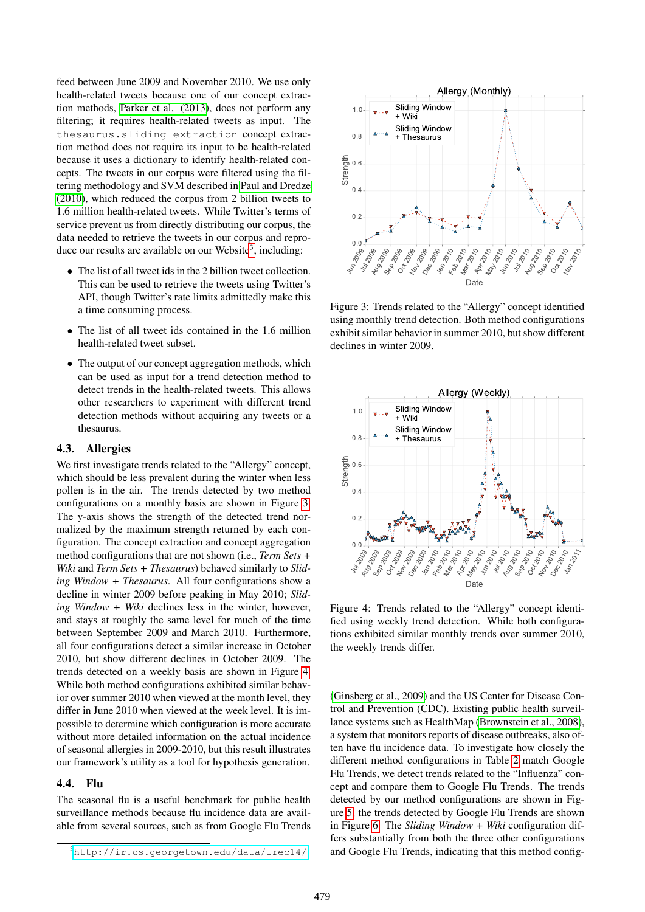feed between June 2009 and November 2010. We use only health-related tweets because one of our concept extraction methods, Parker et al. (2013), does not perform any filtering; it requires health-related tweets as input. The `thesaurus.sliding extraction` concept extraction method does not require its input to be health-related because it uses a dictionary to identify health-related concepts. The tweets in our corpus were filtered using the filtering methodology and SVM described in Paul and Dredze (2010), which reduced the corpus from 2 billion tweets to 1.6 million health-related tweets. While Twitter's terms of service prevent us from directly distributing our corpus, the data needed to retrieve the tweets in our corpus and reproduce our results are available on our Website[3], including:

- The list of all tweet ids in the 2 billion tweet collection. This can be used to retrieve the tweets using Twitter's API, though Twitter's rate limits admittedly make this a time consuming process.
- The list of all tweet ids contained in the 1.6 million health-related tweet subset.
- The output of our concept aggregation methods, which can be used as input for a trend detection method to detect trends in the health-related tweets. This allows other researchers to experiment with different trend detection methods without acquiring any tweets or a thesaurus.

### 4.3. Allergies

We first investigate trends related to the "Allergy" concept, which should be less prevalent during the winter when less pollen is in the air. The trends detected by two method configurations on a monthly basis are shown in Figure 3. The y-axis shows the strength of the detected trend normalized by the maximum strength returned by each configuration. The concept extraction and concept aggregation method configurations that are not shown (i.e., *Term Sets + Wiki* and *Term Sets + Thesaurus*) behaved similarly to *Sliding Window + Thesaurus*. All four configurations show a decline in winter 2009 before peaking in May 2010; *Sliding Window + Wiki* declines less in the winter, however, and stays at roughly the same level for much of the time between September 2009 and March 2010. Furthermore, all four configurations detect a similar increase in October 2010, but show different declines in October 2009. The trends detected on a weekly basis are shown in Figure 4. While both method configurations exhibited similar behavior over summer 2010 when viewed at the month level, they differ in June 2010 when viewed at the week level. It is impossible to determine which configuration is more accurate without more detailed information on the actual incidence of seasonal allergies in 2009-2010, but this result illustrates our framework's utility as a tool for hypothesis generation.

### 4.4. Flu

The seasonal flu is a useful benchmark for public health surveillance methods because flu incidence data are available from several sources, such as from Google Flu Trends (Ginsberg et al., 2009) and the US Center for Disease Control and Prevention (CDC). Existing public health surveillance systems such as HealthMap (Brownstein et al., 2008), a system that monitors reports of disease outbreaks, also often have flu incidence data. To investigate how closely the different method configurations in Table 2 match Google Flu Trends, we detect trends related to the "Influenza" concept and compare them to Google Flu Trends. The trends detected by our method configurations are shown in Figure 5; the trends detected by Google Flu Trends are shown in Figure 6. The *Sliding Window + Wiki* configuration differs substantially from both the three other configurations and Google Flu Trends, indicating that this method config-

Figure 3: Trends related to the "Allergy" concept identified using monthly trend detection. Both method configurations exhibit similar behavior in summer 2010, but show different declines in winter 2009.

Figure 4: Trends related to the "Allergy" concept identified using weekly trend detection. While both configurations exhibited similar monthly trends over summer 2010, the weekly trends differ.

[3] http://ir.cs.georgetown.edu/data/lrec14/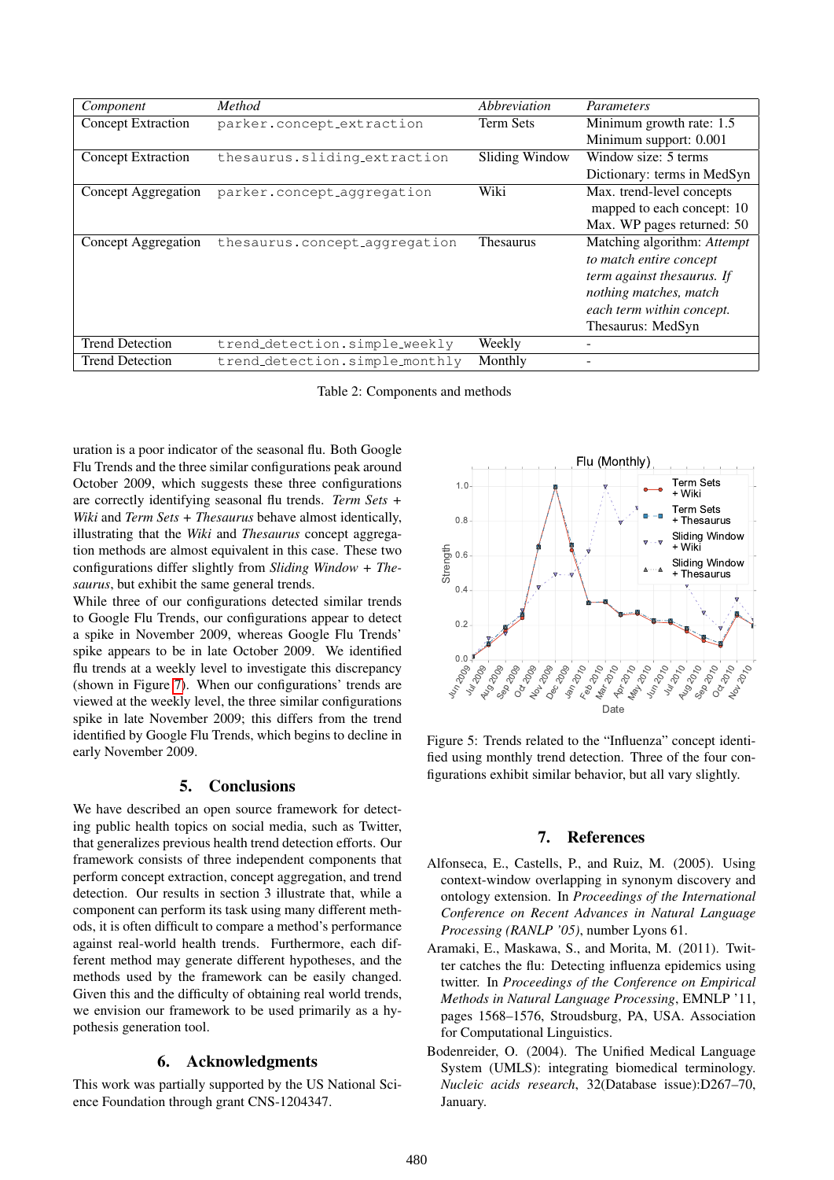| Component | Method | Abbreviation | Parameters |
|---|---|---|---|
| Concept Extraction | parker.concept_extraction | Term Sets | Minimum growth rate: 1.5<br>Minimum support: 0.001 |
| Concept Extraction | thesaurus.sliding_extraction | Sliding Window | Window size: 5 terms<br>Dictionary: terms in MedSyn |
| Concept Aggregation | parker.concept_aggregation | Wiki | Max. trend-level concepts mapped to each concept: 10<br>Max. WP pages returned: 50 |
| Concept Aggregation | thesaurus.concept_aggregation | Thesaurus | Matching algorithm: *Attempt to match entire concept term against thesaurus. If nothing matches, match each term within concept.*<br>Thesaurus: MedSyn |
| Trend Detection | trend_detection.simple_weekly | Weekly | - |
| Trend Detection | trend_detection.simple_monthly | Monthly | - |

Table 2: Components and methods

uration is a poor indicator of the seasonal flu. Both Google Flu Trends and the three similar configurations peak around October 2009, which suggests these three configurations are correctly identifying seasonal flu trends. *Term Sets + Wiki* and *Term Sets + Thesaurus* behave almost identically, illustrating that the *Wiki* and *Thesaurus* concept aggregation methods are almost equivalent in this case. These two configurations differ slightly from *Sliding Window + Thesaurus*, but exhibit the same general trends.

While three of our configurations detected similar trends to Google Flu Trends, our configurations appear to detect a spike in November 2009, whereas Google Flu Trends' spike appears to be in late October 2009. We identified flu trends at a weekly level to investigate this discrepancy (shown in Figure 7). When our configurations' trends are viewed at the weekly level, the three similar configurations spike in late November 2009; this differs from the trend identified by Google Flu Trends, which begins to decline in early November 2009.

Figure 5: Trends related to the "Influenza" concept identified using monthly trend detection. Three of the four configurations exhibit similar behavior, but all vary slightly.

## 5. Conclusions

We have described an open source framework for detecting public health topics on social media, such as Twitter, that generalizes previous health trend detection efforts. Our framework consists of three independent components that perform concept extraction, concept aggregation, and trend detection. Our results in section 3 illustrate that, while a component can perform its task using many different methods, it is often difficult to compare a method's performance against real-world health trends. Furthermore, each different method may generate different hypotheses, and the methods used by the framework can be easily changed. Given this and the difficulty of obtaining real world trends, we envision our framework to be used primarily as a hypothesis generation tool.

## 6. Acknowledgments

This work was partially supported by the US National Science Foundation through grant CNS-1204347.

## 7. References

Alfonseca, E., Castells, P., and Ruiz, M. (2005). Using context-window overlapping in synonym discovery and ontology extension. In *Proceedings of the International Conference on Recent Advances in Natural Language Processing (RANLP '05)*, number Lyons 61.

Aramaki, E., Maskawa, S., and Morita, M. (2011). Twitter catches the flu: Detecting influenza epidemics using twitter. In *Proceedings of the Conference on Empirical Methods in Natural Language Processing*, EMNLP '11, pages 1568–1576, Stroudsburg, PA, USA. Association for Computational Linguistics.

Bodenreider, O. (2004). The Unified Medical Language System (UMLS): integrating biomedical terminology. *Nucleic acids research*, 32(Database issue):D267–70, January.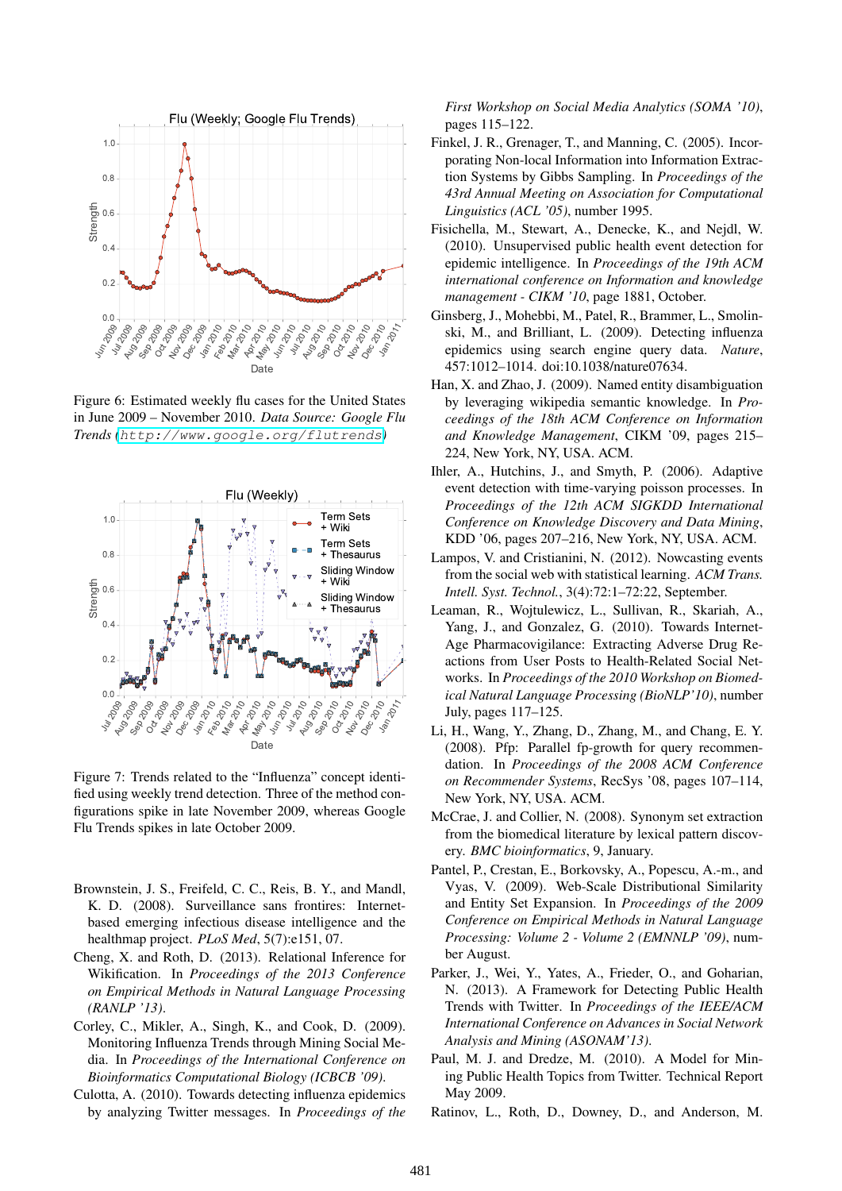Figure 6: Estimated weekly flu cases for the United States in June 2009 – November 2010. *Data Source: Google Flu Trends* (http://www.google.org/flutrends)

Figure 7: Trends related to the "Influenza" concept identified using weekly trend detection. Three of the method configurations spike in late November 2009, whereas Google Flu Trends spikes in late October 2009.

Brownstein, J. S., Freifeld, C. C., Reis, B. Y., and Mandl, K. D. (2008). Surveillance sans frontires: Internet-based emerging infectious disease intelligence and the healthmap project. *PLoS Med*, 5(7):e151, 07.

Cheng, X. and Roth, D. (2013). Relational Inference for Wikification. In *Proceedings of the 2013 Conference on Empirical Methods in Natural Language Processing (RANLP '13)*.

Corley, C., Mikler, A., Singh, K., and Cook, D. (2009). Monitoring Influenza Trends through Mining Social Media. In *Proceedings of the International Conference on Bioinformatics Computational Biology (ICBCB '09)*.

Culotta, A. (2010). Towards detecting influenza epidemics by analyzing Twitter messages. In *Proceedings of the First Workshop on Social Media Analytics (SOMA '10)*, pages 115–122.

Finkel, J. R., Grenager, T., and Manning, C. (2005). Incorporating Non-local Information into Information Extraction Systems by Gibbs Sampling. In *Proceedings of the 43rd Annual Meeting on Association for Computational Linguistics (ACL '05)*, number 1995.

Fisichella, M., Stewart, A., Denecke, K., and Nejdl, W. (2010). Unsupervised public health event detection for epidemic intelligence. In *Proceedings of the 19th ACM international conference on Information and knowledge management - CIKM '10*, page 1881, October.

Ginsberg, J., Mohebbi, M., Patel, R., Brammer, L., Smolinski, M., and Brilliant, L. (2009). Detecting influenza epidemics using search engine query data. *Nature*, 457:1012–1014. doi:10.1038/nature07634.

Han, X. and Zhao, J. (2009). Named entity disambiguation by leveraging wikipedia semantic knowledge. In *Proceedings of the 18th ACM Conference on Information and Knowledge Management*, CIKM '09, pages 215–224, New York, NY, USA. ACM.

Ihler, A., Hutchins, J., and Smyth, P. (2006). Adaptive event detection with time-varying poisson processes. In *Proceedings of the 12th ACM SIGKDD International Conference on Knowledge Discovery and Data Mining*, KDD '06, pages 207–216, New York, NY, USA. ACM.

Lampos, V. and Cristianini, N. (2012). Nowcasting events from the social web with statistical learning. *ACM Trans. Intell. Syst. Technol.*, 3(4):72:1–72:22, September.

Leaman, R., Wojtulewicz, L., Sullivan, R., Skariah, A., Yang, J., and Gonzalez, G. (2010). Towards Internet-Age Pharmacovigilance: Extracting Adverse Drug Reactions from User Posts to Health-Related Social Networks. In *Proceedings of the 2010 Workshop on Biomedical Natural Language Processing (BioNLP'10)*, number July, pages 117–125.

Li, H., Wang, Y., Zhang, D., Zhang, M., and Chang, E. Y. (2008). Pfp: Parallel fp-growth for query recommendation. In *Proceedings of the 2008 ACM Conference on Recommender Systems*, RecSys '08, pages 107–114, New York, NY, USA. ACM.

McCrae, J. and Collier, N. (2008). Synonym set extraction from the biomedical literature by lexical pattern discovery. *BMC bioinformatics*, 9, January.

Pantel, P., Crestan, E., Borkovsky, A., Popescu, A.-m., and Vyas, V. (2009). Web-Scale Distributional Similarity and Entity Set Expansion. In *Proceedings of the 2009 Conference on Empirical Methods in Natural Language Processing: Volume 2 - Volume 2 (EMNNLP '09)*, number August.

Parker, J., Wei, Y., Yates, A., Frieder, O., and Goharian, N. (2013). A Framework for Detecting Public Health Trends with Twitter. In *Proceedings of the IEEE/ACM International Conference on Advances in Social Network Analysis and Mining (ASONAM'13)*.

Paul, M. J. and Dredze, M. (2010). A Model for Mining Public Health Topics from Twitter. Technical Report May 2009.

Ratinov, L., Roth, D., Downey, D., and Anderson, M.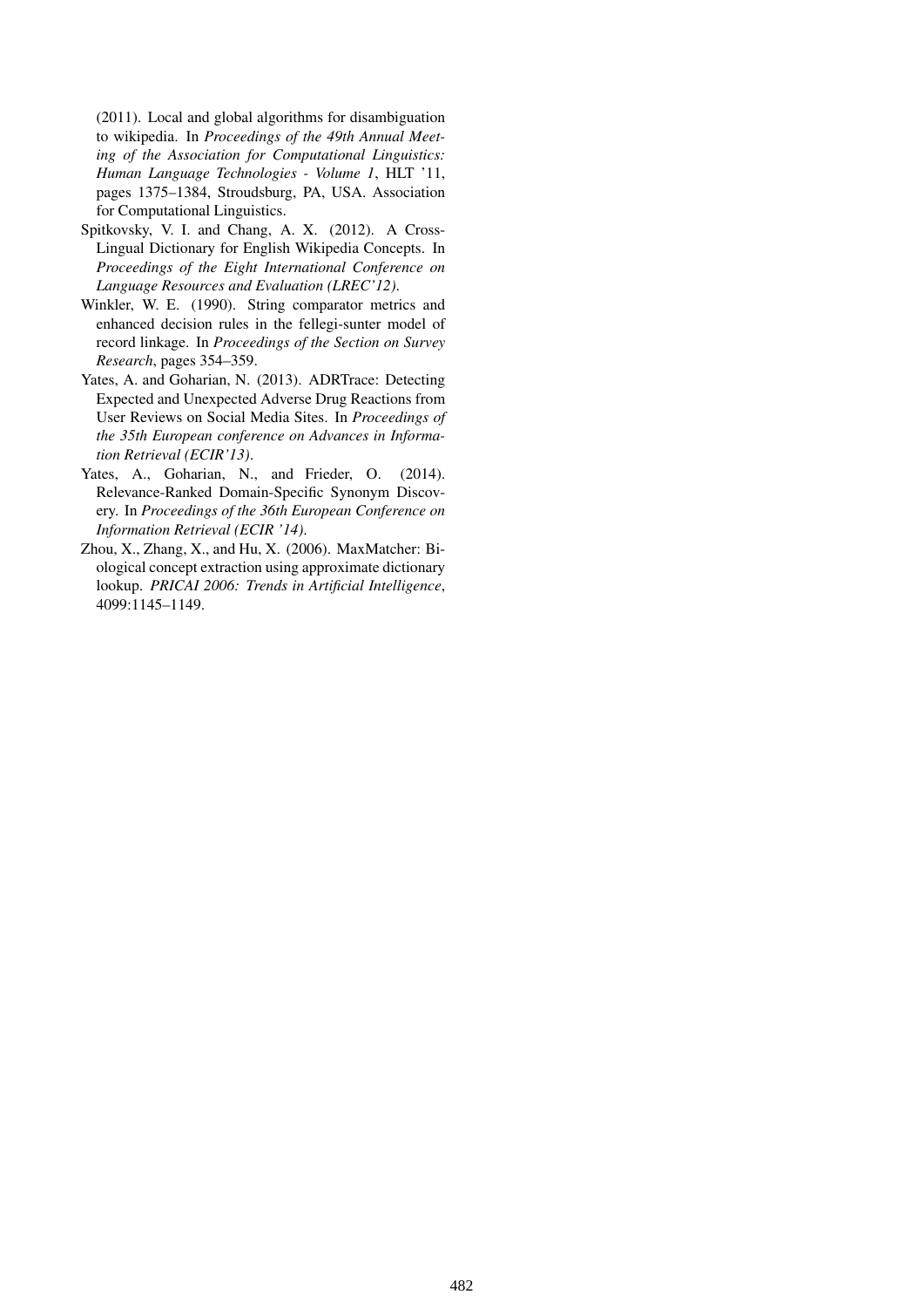(2011). Local and global algorithms for disambiguation to wikipedia. In *Proceedings of the 49th Annual Meeting of the Association for Computational Linguistics: Human Language Technologies - Volume 1*, HLT '11, pages 1375–1384, Stroudsburg, PA, USA. Association for Computational Linguistics.

Spitkovsky, V. I. and Chang, A. X. (2012). A Cross-Lingual Dictionary for English Wikipedia Concepts. In *Proceedings of the Eight International Conference on Language Resources and Evaluation (LREC'12)*.

Winkler, W. E. (1990). String comparator metrics and enhanced decision rules in the fellegi-sunter model of record linkage. In *Proceedings of the Section on Survey Research*, pages 354–359.

Yates, A. and Goharian, N. (2013). ADRTrace: Detecting Expected and Unexpected Adverse Drug Reactions from User Reviews on Social Media Sites. In *Proceedings of the 35th European conference on Advances in Information Retrieval (ECIR'13)*.

Yates, A., Goharian, N., and Frieder, O. (2014). Relevance-Ranked Domain-Specific Synonym Discovery. In *Proceedings of the 36th European Conference on Information Retrieval (ECIR '14)*.

Zhou, X., Zhang, X., and Hu, X. (2006). MaxMatcher: Biological concept extraction using approximate dictionary lookup. *PRICAI 2006: Trends in Artificial Intelligence*, 4099:1145–1149.